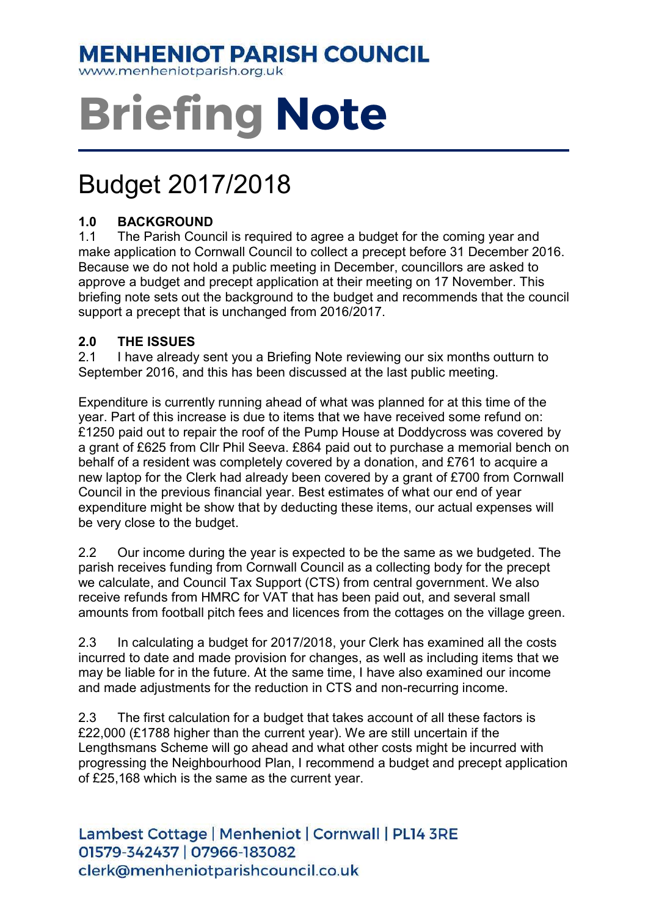# MENHENIOT PARISH COUNCIL

www.menheniotparish.org.uk

# Briefing Note

## Budget 2017/2018

### 1.0 BACKGROUND

1.1 The Parish Council is required to agree a budget for the coming year and make application to Cornwall Council to collect a precept before 31 December 2016. Because we do not hold a public meeting in December, councillors are asked to approve a budget and precept application at their meeting on 17 November. This briefing note sets out the background to the budget and recommends that the council support a precept that is unchanged from 2016/2017.

### 2.0 THE ISSUES

2.1 I have already sent you a Briefing Note reviewing our six months outturn to September 2016, and this has been discussed at the last public meeting.

Expenditure is currently running ahead of what was planned for at this time of the year. Part of this increase is due to items that we have received some refund on: £1250 paid out to repair the roof of the Pump House at Doddycross was covered by a grant of £625 from Cllr Phil Seeva. £864 paid out to purchase a memorial bench on behalf of a resident was completely covered by a donation, and £761 to acquire a new laptop for the Clerk had already been covered by a grant of £700 from Cornwall Council in the previous financial year. Best estimates of what our end of year expenditure might be show that by deducting these items, our actual expenses will be very close to the budget.

2.2 Our income during the year is expected to be the same as we budgeted. The parish receives funding from Cornwall Council as a collecting body for the precept we calculate, and Council Tax Support (CTS) from central government. We also receive refunds from HMRC for VAT that has been paid out, and several small amounts from football pitch fees and licences from the cottages on the village green.

2.3 In calculating a budget for 2017/2018, your Clerk has examined all the costs incurred to date and made provision for changes, as well as including items that we may be liable for in the future. At the same time, I have also examined our income and made adjustments for the reduction in CTS and non-recurring income.

2.3 The first calculation for a budget that takes account of all these factors is £22,000 (£1788 higher than the current year). We are still uncertain if the Lengthsmans Scheme will go ahead and what other costs might be incurred with progressing the Neighbourhood Plan, I recommend a budget and precept application of £25,168 which is the same as the current year.

Lambest Cottage | Menheniot | Cornwall | PL14 3RE
01579-342437 | 07966-183082
clerk@menheniotparishcouncil.co.uk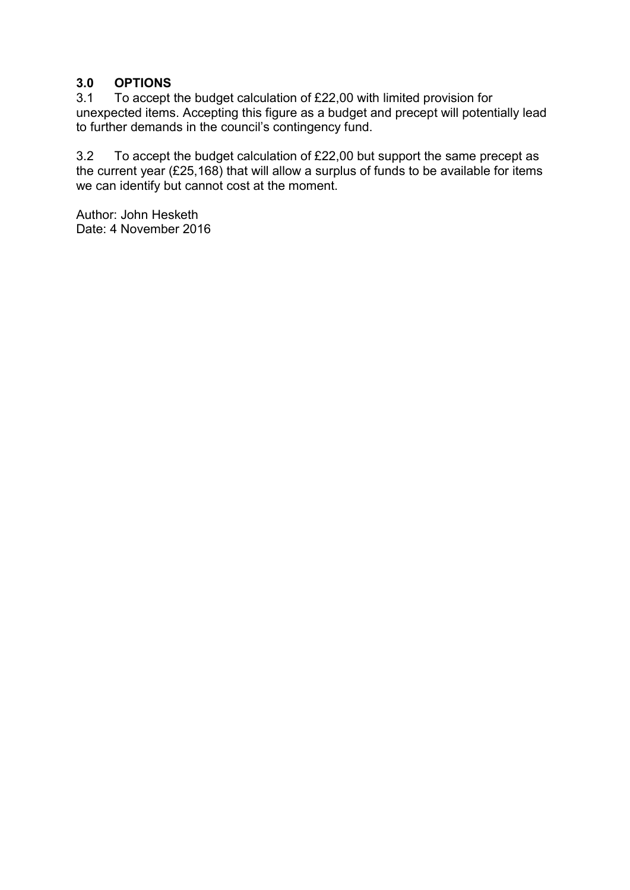## 3.0 OPTIONS

3.1 To accept the budget calculation of £22,00 with limited provision for unexpected items. Accepting this figure as a budget and precept will potentially lead to further demands in the council's contingency fund.

3.2 To accept the budget calculation of £22,00 but support the same precept as the current year (£25,168) that will allow a surplus of funds to be available for items we can identify but cannot cost at the moment.

Author: John Hesketh
Date: 4 November 2016